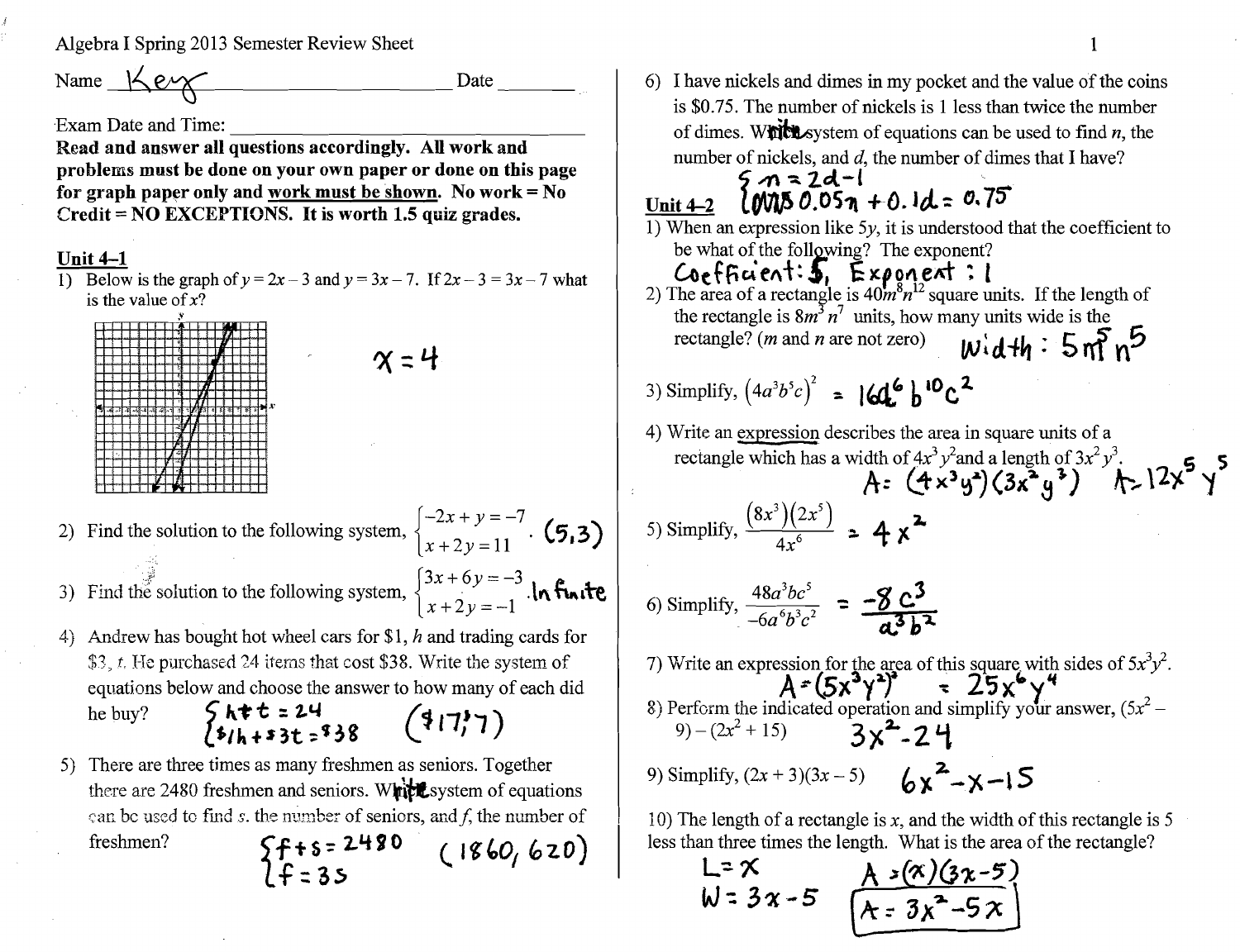Algebra I Spring 2013 Semester Review Sheet

Name Key Date ________

Exam Date and Time: ______________________________

**Read and answer all questions accordingly. All work and problems must be done on your own paper or done on this page for graph paper only and work must be shown. No work = No Credit = NO EXCEPTIONS. It is worth 1.5 quiz grades.**

## Unit 4–1

1) Below is the graph of $y = 2x - 3$ and $y = 3x - 7$. If $2x - 3 = 3x - 7$ what is the value of $x$?

   $x = 4$

2) Find the solution to the following system, $\begin{cases} -2x + y = -7 \\ x + 2y = 11 \end{cases}$. $(5, 3)$

3) Find the solution to the following system, $\begin{cases} 3x + 6y = -3 \\ x + 2y = -1 \end{cases}$. Infinite

4) Andrew has bought hot wheel cars for \$1, $h$ and trading cards for \$3, $t$. He purchased 24 items that cost \$38. Write the system of equations below and choose the answer to how many of each did he buy?

   $\begin{cases} h + t = 24 \\ \$1h + \$3t = \$38 \end{cases}$ $(17, 7)$

5) There are three times as many freshmen as seniors. Together there are 2480 freshmen and seniors. Write system of equations can be used to find $s$, the number of seniors, and $f$, the number of freshmen?

   $\begin{cases} f + s = 2480 \\ f = 3s \end{cases}$ $(1860, 620)$

6) I have nickels and dimes in my pocket and the value of the coins is \$0.75. The number of nickels is 1 less than twice the number of dimes. Write system of equations can be used to find $n$, the number of nickels, and $d$, the number of dimes that I have?

   $\begin{cases} n = 2d - 1 \\ 0.05n + 0.1d = 0.75 \end{cases}$

## Unit 4–2

1) When an expression like $5y$, it is understood that the coefficient to be what of the following? The exponent?

   Coefficient: 5, Exponent: 1

2) The area of a rectangle is $40m^8n^{12}$ square units. If the length of the rectangle is $8m^3n^7$ units, how many units wide is the rectangle? ($m$ and $n$ are not zero)

   Width: $5m^5n^5$

3) Simplify, $(4a^3b^5c)^2$ $= 16a^6b^{10}c^2$

4) Write an expression describes the area in square units of a rectangle which has a width of $4x^3y^2$ and a length of $3x^2y^3$.

   $A = (4x^3y^2)(3x^2y^3)$ $A = 12x^5y^5$

5) Simplify, $\frac{(8x^3)(2x^5)}{4x^6}$ $= 4x^2$

6) Simplify, $\frac{48a^3bc^5}{-6a^6b^3c^2}$ $= \frac{-8c^3}{a^3b^2}$

7) Write an expression for the area of this square with sides of $5x^3y^2$.

   $A = (5x^3y^2)^2 = 25x^6y^4$

8) Perform the indicated operation and simplify your answer, $(5x^2 - 9) - (2x^2 + 15)$ $3x^2 - 24$

9) Simplify, $(2x + 3)(3x - 5)$ $6x^2 - x - 15$

10) The length of a rectangle is $x$, and the width of this rectangle is 5 less than three times the length. What is the area of the rectangle?

   $L = x$
   $W = 3x - 5$
   $A = (x)(3x - 5)$
   $A = 3x^2 - 5x$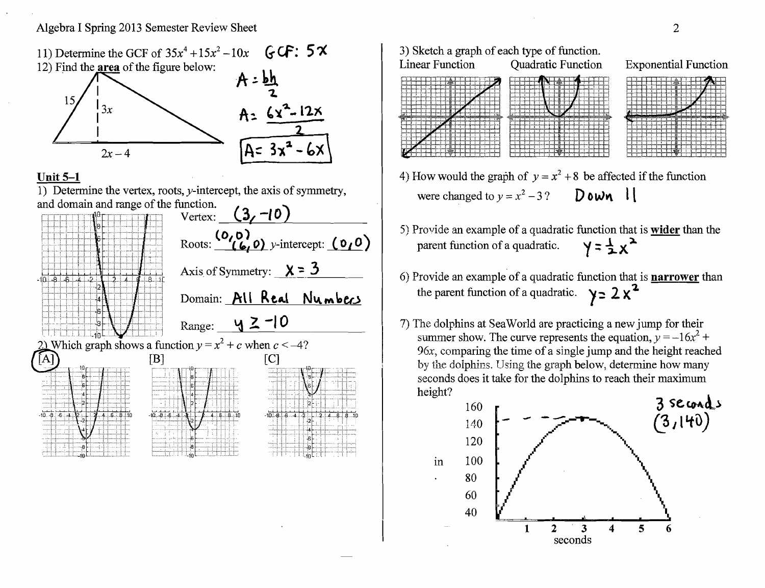11) Determine the GCF of $35x^4 + 15x^2 - 10x$ GCF: $5x$

12) Find the **area** of the figure below:

15, $3x$, $2x - 4$

$A = \frac{bh}{2}$

$A = \frac{6x^2 - 12x}{2}$

$A = 3x^2 - 6x$

## Unit 5–1

1) Determine the vertex, roots, $y$-intercept, the axis of symmetry, and domain and range of the function.

Vertex: $(3, -10)$

Roots: $(0,0)$ $(6, 0)$ $y$-intercept: $(0,0)$

Axis of Symmetry: $x = 3$

Domain: All Real Numbers

Range: $y \geq -10$

2) Which graph shows a function $y = x^2 + c$ when $c < -4$?

(A) [A] [B] [C]

3) Sketch a graph of each type of function.

Linear Function Quadratic Function Exponential Function

4) How would the graph of $y = x^2 + 8$ be affected if the function were changed to $y = x^2 - 3$? Down 11

5) Provide an example of a quadratic function that is **wider** than the parent function of a quadratic. $y = \frac{1}{2}x^2$

6) Provide an example of a quadratic function that is **narrower** than the parent function of a quadratic. $y = 2x^2$

7) The dolphins at SeaWorld are practicing a new jump for their summer show. The curve represents the equation, $y = -16x^2 + 96x$, comparing the time of a single jump and the height reached by the dolphins. Using the graph below, determine how many seconds does it take for the dolphins to reach their maximum height?

3 seconds

$(3, 140)$

in. 40 60 80 100 120 140 160

1 2 3 4 5 6
seconds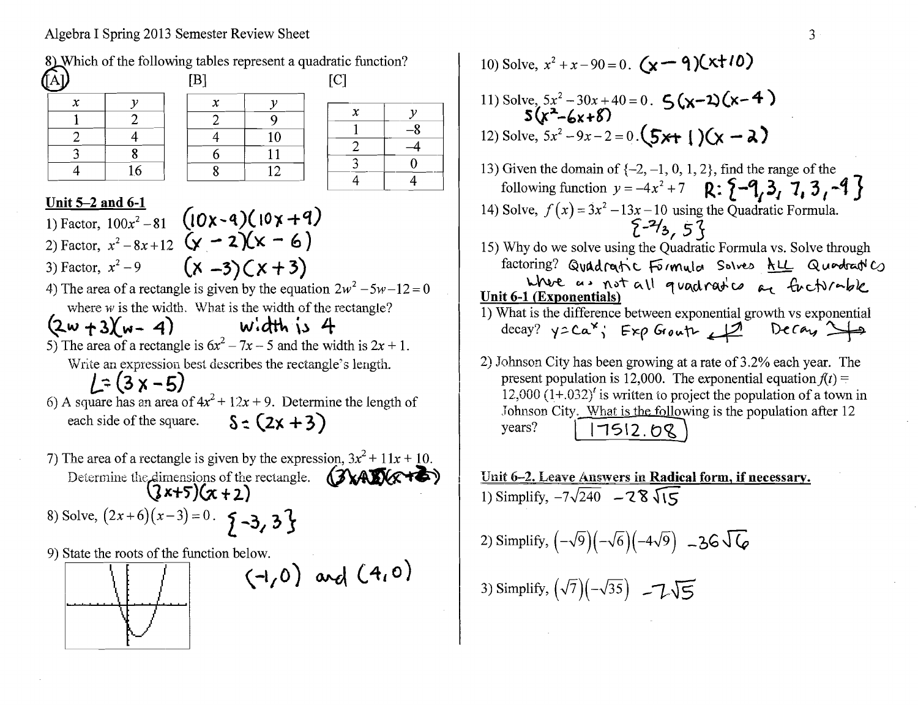8) Which of the following tables represent a quadratic function?

(A) — circled

[A]

| $x$ | $y$ |
|---|---|
| 1 | 2 |
| 2 | 4 |
| 3 | 8 |
| 4 | 16 |

[B]

| $x$ | $y$ |
|---|---|
| 2 | 9 |
| 4 | 10 |
| 6 | 11 |
| 8 | 12 |

[C]

| $x$ | $y$ |
|---|---|
| 1 | –8 |
| 2 | –4 |
| 3 | 0 |
| 4 | 4 |

**Unit 5–2 and 6-1**

1) Factor, $100x^2 - 81$ $(10x-9)(10x+9)$

2) Factor, $x^2 - 8x + 12$ $(x-2)(x-6)$

3) Factor, $x^2 - 9$ $(x-3)(x+3)$

4) The area of a rectangle is given by the equation $2w^2 - 5w - 12 = 0$ where $w$ is the width. What is the width of the rectangle?

$(2w+3)(w-4)$ width is 4

5) The area of a rectangle is $6x^2 - 7x - 5$ and the width is $2x + 1$. Write an expression best describes the rectangle's length.

$L = (3x-5)$

6) A square has an area of $4x^2 + 12x + 9$. Determine the length of each side of the square. $S = (2x+3)$

7) The area of a rectangle is given by the expression, $3x^2 + 11x + 10$. Determine the dimensions of the rectangle. ~~(3x+...)(x+...)~~

$(3x+5)(x+2)$

8) Solve, $(2x+6)(x-3) = 0$. $\{-3, 3\}$

9) State the roots of the function below.

$(-1, 0)$ and $(4, 0)$

10) Solve, $x^2 + x - 90 = 0$. $(x-9)(x+10)$

11) Solve, $5x^2 - 30x + 40 = 0$. $5(x-2)(x-4)$

$5(x^2 - 6x + 8)$

12) Solve, $5x^2 - 9x - 2 = 0$. $(5x+1)(x-2)$

13) Given the domain of $\{-2, -1, 0, 1, 2\}$, find the range of the following function $y = -4x^2 + 7$ $R: \{-9, 3, 7, 3, -9\}$

14) Solve, $f(x) = 3x^2 - 13x - 10$ using the Quadratic Formula.

$\{-2/3, 5\}$

15) Why do we solve using the Quadratic Formula vs. Solve through factoring? Quadratic Formula Solves ALL Quadratics where as not all quadratics are factorable

**Unit 6-1 (Exponentials)**

1) What is the difference between exponential growth vs exponential decay? $y = Ca^x$; Exp Growth ↗ Decay ↘

2) Johnson City has been growing at a rate of 3.2% each year. The present population is 12,000. The exponential equation $f(t) = 12{,}000\,(1+.032)^t$ is written to project the population of a town in Johnson City. What is the following is the population after 12 years? 17512.08

**Unit 6–2. Leave Answers in Radical form, if necessary.**

1) Simplify, $-7\sqrt{240}$ $-28\sqrt{15}$

2) Simplify, $(-\sqrt{9})(-\sqrt{6})(-4\sqrt{9})$ $-36\sqrt{6}$

3) Simplify, $(\sqrt{7})(-\sqrt{35})$ $-7\sqrt{5}$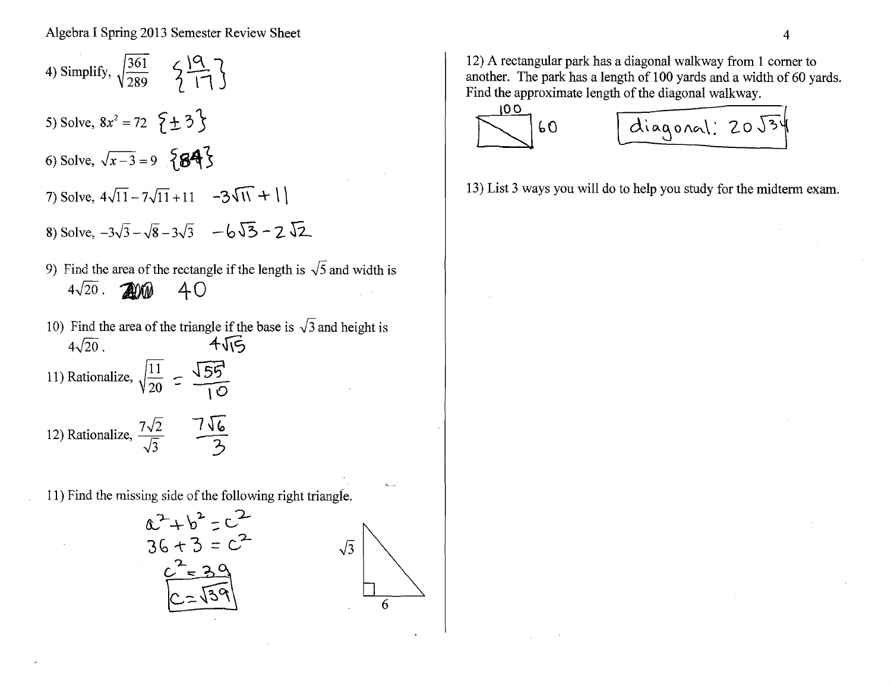4) Simplify, $\sqrt{\frac{361}{289}}$ $\left\{\frac{19}{17}\right\}$

5) Solve, $8x^2 = 72$ $\{\pm 3\}$

6) Solve, $\sqrt{x-3} = 9$ $\{84\}$

7) Solve, $4\sqrt{11} - 7\sqrt{11} + 11$ $-3\sqrt{11} + 11$

8) Solve, $-3\sqrt{3} - \sqrt{8} - 3\sqrt{3}$ $-6\sqrt{3} - 2\sqrt{2}$

9) Find the area of the rectangle if the length is $\sqrt{5}$ and width is $4\sqrt{20}$. $40$

10) Find the area of the triangle if the base is $\sqrt{3}$ and height is $4\sqrt{20}$. $4\sqrt{15}$

11) Rationalize, $\sqrt{\frac{11}{20}} = \frac{\sqrt{55}}{10}$

12) Rationalize, $\frac{7\sqrt{2}}{\sqrt{3}}$ $\frac{7\sqrt{6}}{3}$

11) Find the missing side of the following right triangle.

$\sqrt{3}$

6

$a^2 + b^2 = c^2$

$36 + 3 = c^2$

$c^2 = 39$

$c = \sqrt{39}$

12) A rectangular park has a diagonal walkway from 1 corner to another. The park has a length of 100 yards and a width of 60 yards. Find the approximate length of the diagonal walkway.

100

60

diagonal: $20\sqrt{34}$

13) List 3 ways you will do to help you study for the midterm exam.